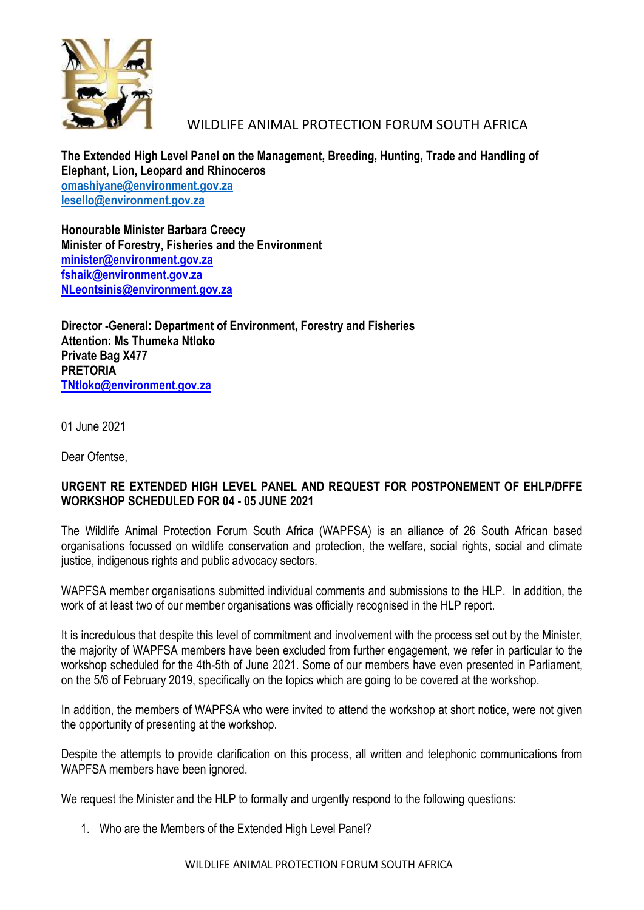WILDLIFE ANIMAL PROTECTION FORUM SOUTH AFRICA

**The Extended High Level Panel on the Management, Breeding, Hunting, Trade and Handling of Elephant, Lion, Leopard and Rhinoceros**
omashiyane@environment.gov.za
lesello@environment.gov.za

**Honourable Minister Barbara Creecy**
**Minister of Forestry, Fisheries and the Environment**
minister@environment.gov.za
fshaik@environment.gov.za
NLeontsinis@environment.gov.za

**Director -General: Department of Environment, Forestry and Fisheries**
**Attention: Ms Thumeka Ntloko**
**Private Bag X477**
**PRETORIA**
TNtloko@environment.gov.za

01 June 2021

Dear Ofentse,

**URGENT RE EXTENDED HIGH LEVEL PANEL AND REQUEST FOR POSTPONEMENT OF EHLP/DFFE WORKSHOP SCHEDULED FOR 04 - 05 JUNE 2021**

The Wildlife Animal Protection Forum South Africa (WAPFSA) is an alliance of 26 South African based organisations focussed on wildlife conservation and protection, the welfare, social rights, social and climate justice, indigenous rights and public advocacy sectors.

WAPFSA member organisations submitted individual comments and submissions to the HLP. In addition, the work of at least two of our member organisations was officially recognised in the HLP report.

It is incredulous that despite this level of commitment and involvement with the process set out by the Minister, the majority of WAPFSA members have been excluded from further engagement, we refer in particular to the workshop scheduled for the 4th-5th of June 2021. Some of our members have even presented in Parliament, on the 5/6 of February 2019, specifically on the topics which are going to be covered at the workshop.

In addition, the members of WAPFSA who were invited to attend the workshop at short notice, were not given the opportunity of presenting at the workshop.

Despite the attempts to provide clarification on this process, all written and telephonic communications from WAPFSA members have been ignored.

We request the Minister and the HLP to formally and urgently respond to the following questions:

1. Who are the Members of the Extended High Level Panel?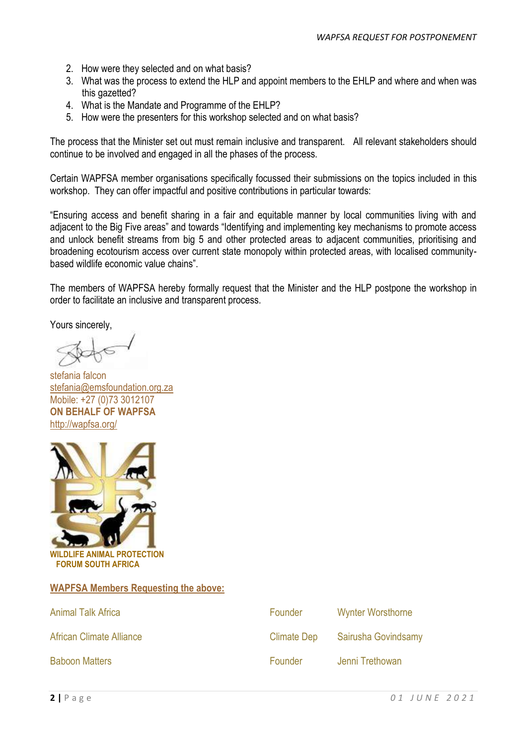2. How were they selected and on what basis?
3. What was the process to extend the HLP and appoint members to the EHLP and where and when was this gazetted?
4. What is the Mandate and Programme of the EHLP?
5. How were the presenters for this workshop selected and on what basis?

The process that the Minister set out must remain inclusive and transparent. All relevant stakeholders should continue to be involved and engaged in all the phases of the process.

Certain WAPFSA member organisations specifically focussed their submissions on the topics included in this workshop. They can offer impactful and positive contributions in particular towards:

"Ensuring access and benefit sharing in a fair and equitable manner by local communities living with and adjacent to the Big Five areas" and towards "Identifying and implementing key mechanisms to promote access and unlock benefit streams from big 5 and other protected areas to adjacent communities, prioritising and broadening ecotourism access over current state monopoly within protected areas, with localised community-based wildlife economic value chains".

The members of WAPFSA hereby formally request that the Minister and the HLP postpone the workshop in order to facilitate an inclusive and transparent process.

Yours sincerely,

stefania falcon
stefania@emsfoundation.org.za
Mobile: +27 (0)73 3012107
**ON BEHALF OF WAPFSA**
http://wapfsa.org/

**WILDLIFE ANIMAL PROTECTION FORUM SOUTH AFRICA**

**WAPFSA Members Requesting the above:**

| | | |
|---|---|---|
| Animal Talk Africa | Founder | Wynter Worsthorne |
| African Climate Alliance | Climate Dep | Sairusha Govindsamy |
| Baboon Matters | Founder | Jenni Trethowan |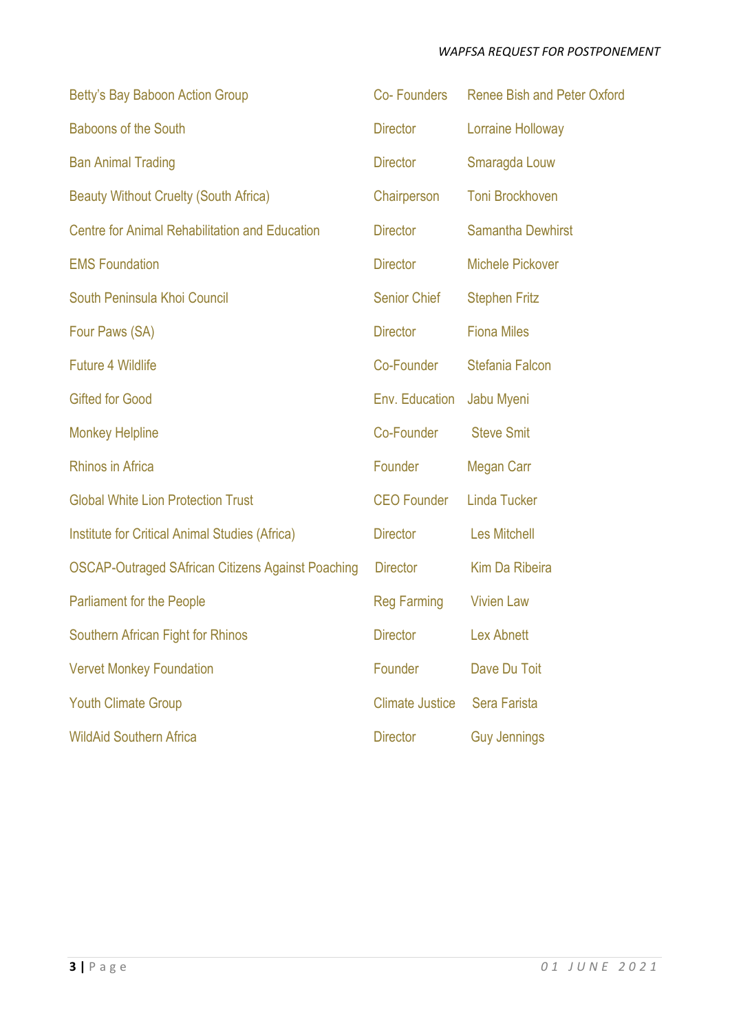| | | |
|---|---|---|
| Betty's Bay Baboon Action Group | Co- Founders | Renee Bish and Peter Oxford |
| Baboons of the South | Director | Lorraine Holloway |
| Ban Animal Trading | Director | Smaragda Louw |
| Beauty Without Cruelty (South Africa) | Chairperson | Toni Brockhoven |
| Centre for Animal Rehabilitation and Education | Director | Samantha Dewhirst |
| EMS Foundation | Director | Michele Pickover |
| South Peninsula Khoi Council | Senior Chief | Stephen Fritz |
| Four Paws (SA) | Director | Fiona Miles |
| Future 4 Wildlife | Co-Founder | Stefania Falcon |
| Gifted for Good | Env. Education | Jabu Myeni |
| Monkey Helpline | Co-Founder | Steve Smit |
| Rhinos in Africa | Founder | Megan Carr |
| Global White Lion Protection Trust | CEO Founder | Linda Tucker |
| Institute for Critical Animal Studies (Africa) | Director | Les Mitchell |
| OSCAP-Outraged SAfrican Citizens Against Poaching | Director | Kim Da Ribeira |
| Parliament for the People | Reg Farming | Vivien Law |
| Southern African Fight for Rhinos | Director | Lex Abnett |
| Vervet Monkey Foundation | Founder | Dave Du Toit |
| Youth Climate Group | Climate Justice | Sera Farista |
| WildAid Southern Africa | Director | Guy Jennings |